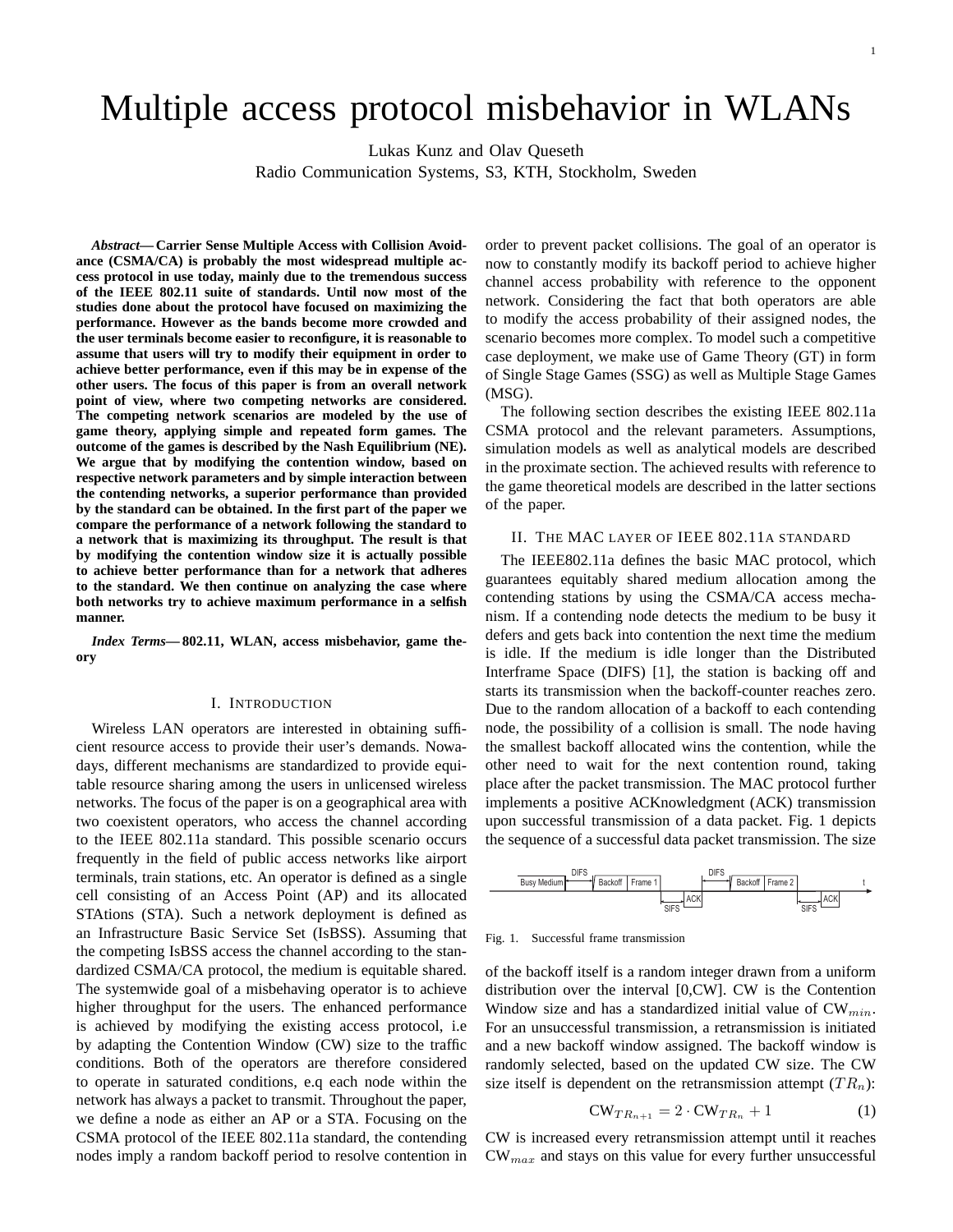# Multiple access protocol misbehavior in WLANs

Lukas Kunz and Olav Queseth
Radio Communication Systems, S3, KTH, Stockholm, Sweden

***Abstract*— Carrier Sense Multiple Access with Collision Avoidance (CSMA/CA) is probably the most widespread multiple access protocol in use today, mainly due to the tremendous success of the IEEE 802.11 suite of standards. Until now most of the studies done about the protocol have focused on maximizing the performance. However as the bands become more crowded and the user terminals become easier to reconfigure, it is reasonable to assume that users will try to modify their equipment in order to achieve better performance, even if this may be in expense of the other users. The focus of this paper is from an overall network point of view, where two competing networks are considered. The competing network scenarios are modeled by the use of game theory, applying simple and repeated form games. The outcome of the games is described by the Nash Equilibrium (NE). We argue that by modifying the contention window, based on respective network parameters and by simple interaction between the contending networks, a superior performance than provided by the standard can be obtained. In the first part of the paper we compare the performance of a network following the standard to a network that is maximizing its throughput. The result is that by modifying the contention window size it is actually possible to achieve better performance than for a network that adheres to the standard. We then continue on analyzing the case where both networks try to achieve maximum performance in a selfish manner.**

***Index Terms*— 802.11, WLAN, access misbehavior, game theory**

## I. Introduction

Wireless LAN operators are interested in obtaining sufficient resource access to provide their user's demands. Nowadays, different mechanisms are standardized to provide equitable resource sharing among the users in unlicensed wireless networks. The focus of the paper is on a geographical area with two coexistent operators, who access the channel according to the IEEE 802.11a standard. This possible scenario occurs frequently in the field of public access networks like airport terminals, train stations, etc. An operator is defined as a single cell consisting of an Access Point (AP) and its allocated STAtions (STA). Such a network deployment is defined as an Infrastructure Basic Service Set (IsBSS). Assuming that the competing IsBSS access the channel according to the standardized CSMA/CA protocol, the medium is equitable shared. The systemwide goal of a misbehaving operator is to achieve higher throughput for the users. The enhanced performance is achieved by modifying the existing access protocol, i.e by adapting the Contention Window (CW) size to the traffic conditions. Both of the operators are therefore considered to operate in saturated conditions, e.q each node within the network has always a packet to transmit. Throughout the paper, we define a node as either an AP or a STA. Focusing on the CSMA protocol of the IEEE 802.11a standard, the contending nodes imply a random backoff period to resolve contention in order to prevent packet collisions. The goal of an operator is now to constantly modify its backoff period to achieve higher channel access probability with reference to the opponent network. Considering the fact that both operators are able to modify the access probability of their assigned nodes, the scenario becomes more complex. To model such a competitive case deployment, we make use of Game Theory (GT) in form of Single Stage Games (SSG) as well as Multiple Stage Games (MSG).

The following section describes the existing IEEE 802.11a CSMA protocol and the relevant parameters. Assumptions, simulation models as well as analytical models are described in the proximate section. The achieved results with reference to the game theoretical models are described in the latter sections of the paper.

## II. The MAC layer of IEEE 802.11a standard

The IEEE802.11a defines the basic MAC protocol, which guarantees equitably shared medium allocation among the contending stations by using the CSMA/CA access mechanism. If a contending node detects the medium to be busy it defers and gets back into contention the next time the medium is idle. If the medium is idle longer than the Distributed Interframe Space (DIFS) [1], the station is backing off and starts its transmission when the backoff-counter reaches zero. Due to the random allocation of a backoff to each contending node, the possibility of a collision is small. The node having the smallest backoff allocated wins the contention, while the other need to wait for the next contention round, taking place after the packet transmission. The MAC protocol further implements a positive ACKnowledgment (ACK) transmission upon successful transmission of a data packet. Fig. 1 depicts the sequence of a successful data packet transmission. The size of the backoff itself is a random integer drawn from a uniform distribution over the interval [0,CW]. CW is the Contention Window size and has a standardized initial value of $\text{CW}_{min}$. For an unsuccessful transmission, a retransmission is initiated and a new backoff window assigned. The backoff window is randomly selected, based on the updated CW size. The CW size itself is dependent on the retransmission attempt ($TR_n$):

Fig. 1. Successful frame transmission

$$\text{CW}_{TR_{n+1}} = 2 \cdot \text{CW}_{TR_n} + 1 \qquad (1)$$

CW is increased every retransmission attempt until it reaches $\text{CW}_{max}$ and stays on this value for every further unsuccessful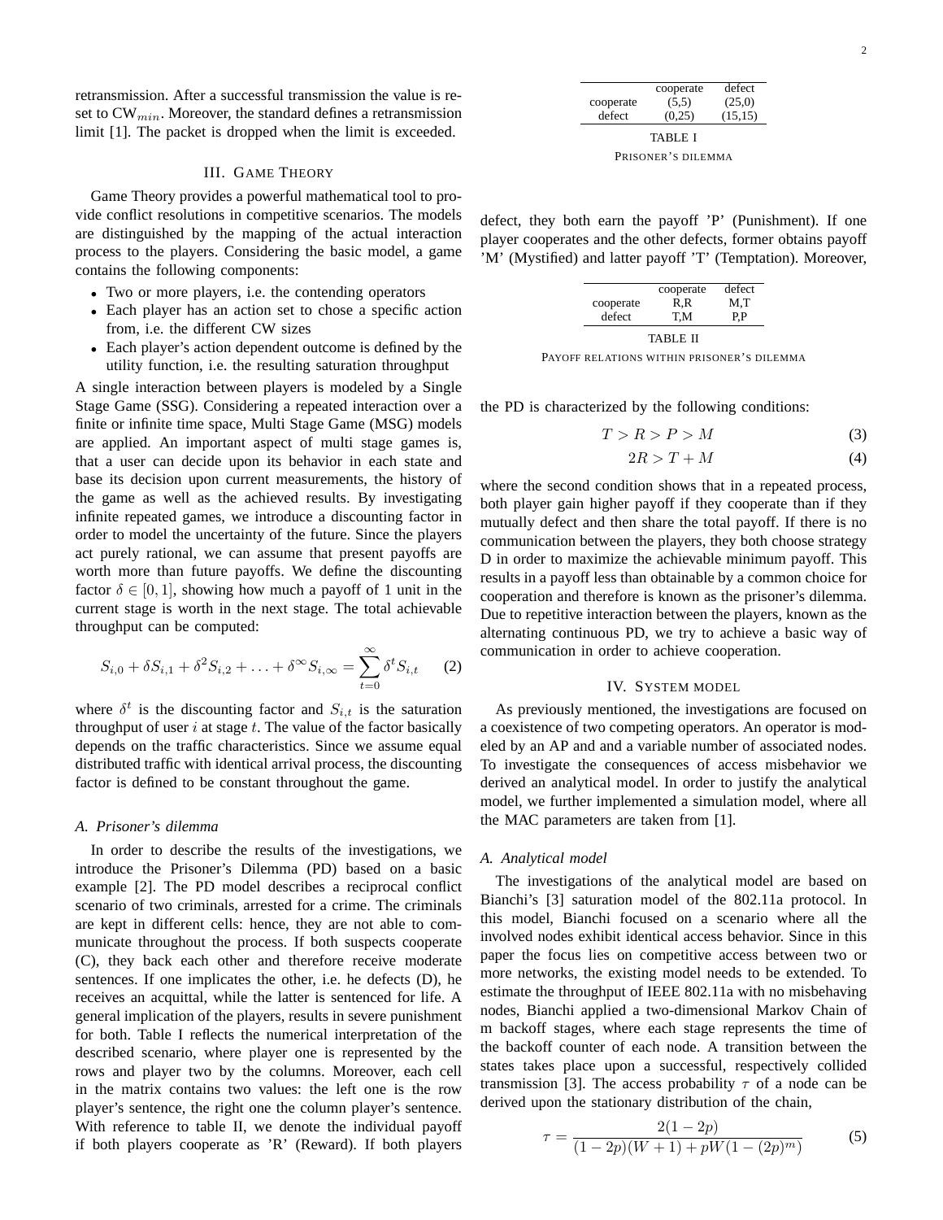retransmission. After a successful transmission the value is reset to CW$_{min}$. Moreover, the standard defines a retransmission limit [1]. The packet is dropped when the limit is exceeded.

## III. Game Theory

Game Theory provides a powerful mathematical tool to provide conflict resolutions in competitive scenarios. The models are distinguished by the mapping of the actual interaction process to the players. Considering the basic model, a game contains the following components:

- Two or more players, i.e. the contending operators
- Each player has an action set to chose a specific action from, i.e. the different CW sizes
- Each player's action dependent outcome is defined by the utility function, i.e. the resulting saturation throughput

A single interaction between players is modeled by a Single Stage Game (SSG). Considering a repeated interaction over a finite or infinite time space, Multi Stage Game (MSG) models are applied. An important aspect of multi stage games is, that a user can decide upon its behavior in each state and base its decision upon current measurements, the history of the game as well as the achieved results. By investigating infinite repeated games, we introduce a discounting factor in order to model the uncertainty of the future. Since the players act purely rational, we can assume that present payoffs are worth more than future payoffs. We define the discounting factor $\delta \in [0,1]$, showing how much a payoff of 1 unit in the current stage is worth in the next stage. The total achievable throughput can be computed:

$$S_{i,0} + \delta S_{i,1} + \delta^2 S_{i,2} + \ldots + \delta^\infty S_{i,\infty} = \sum_{t=0}^{\infty} \delta^t S_{i,t} \qquad (2)$$

where $\delta^t$ is the discounting factor and $S_{i,t}$ is the saturation throughput of user $i$ at stage $t$. The value of the factor basically depends on the traffic characteristics. Since we assume equal distributed traffic with identical arrival process, the discounting factor is defined to be constant throughout the game.

### A. Prisoner's dilemma

In order to describe the results of the investigations, we introduce the Prisoner's Dilemma (PD) based on a basic example [2]. The PD model describes a reciprocal conflict scenario of two criminals, arrested for a crime. The criminals are kept in different cells: hence, they are not able to communicate throughout the process. If both suspects cooperate (C), they back each other and therefore receive moderate sentences. If one implicates the other, i.e. he defects (D), he receives an acquittal, while the latter is sentenced for life. A general implication of the players, results in severe punishment for both. Table I reflects the numerical interpretation of the described scenario, where player one is represented by the rows and player two by the columns. Moreover, each cell in the matrix contains two values: the left one is the row player's sentence, the right one the column player's sentence. With reference to table II, we denote the individual payoff if both players cooperate as 'R' (Reward). If both players defect, they both earn the payoff 'P' (Punishment). If one player cooperates and the other defects, former obtains payoff 'M' (Mystified) and latter payoff 'T' (Temptation). Moreover,

| | cooperate | defect |
|---|---|---|
| cooperate | (5,5) | (25,0) |
| defect | (0,25) | (15,15) |

TABLE I

Prisoner's dilemma

| | cooperate | defect |
|---|---|---|
| cooperate | R,R | M,T |
| defect | T,M | P,P |

TABLE II

Payoff relations within prisoner's dilemma

the PD is characterized by the following conditions:

$$T > R > P > M \qquad (3)$$

$$2R > T + M \qquad (4)$$

where the second condition shows that in a repeated process, both player gain higher payoff if they cooperate than if they mutually defect and then share the total payoff. If there is no communication between the players, they both choose strategy D in order to maximize the achievable minimum payoff. This results in a payoff less than obtainable by a common choice for cooperation and therefore is known as the prisoner's dilemma. Due to repetitive interaction between the players, known as the alternating continuous PD, we try to achieve a basic way of communication in order to achieve cooperation.

## IV. System model

As previously mentioned, the investigations are focused on a coexistence of two competing operators. An operator is modeled by an AP and and a variable number of associated nodes. To investigate the consequences of access misbehavior we derived an analytical model. In order to justify the analytical model, we further implemented a simulation model, where all the MAC parameters are taken from [1].

### A. Analytical model

The investigations of the analytical model are based on Bianchi's [3] saturation model of the 802.11a protocol. In this model, Bianchi focused on a scenario where all the involved nodes exhibit identical access behavior. Since in this paper the focus lies on competitive access between two or more networks, the existing model needs to be extended. To estimate the throughput of IEEE 802.11a with no misbehaving nodes, Bianchi applied a two-dimensional Markov Chain of m backoff stages, where each stage represents the time of the backoff counter of each node. A transition between the states takes place upon a successful, respectively collided transmission [3]. The access probability $\tau$ of a node can be derived upon the stationary distribution of the chain,

$$\tau = \frac{2(1-2p)}{(1-2p)(W+1) + pW(1-(2p)^m)} \qquad (5)$$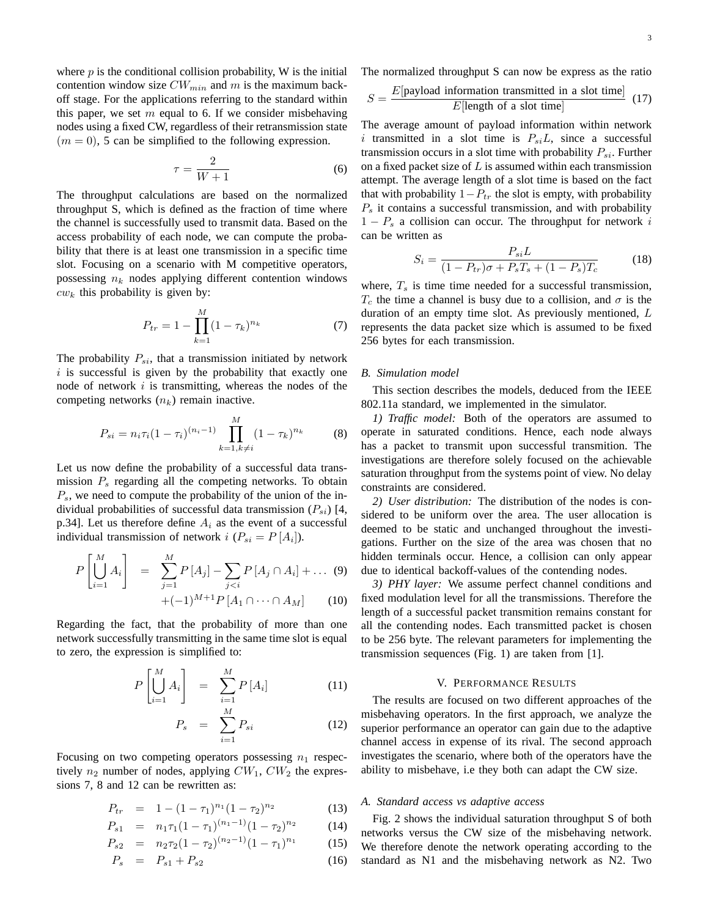where $p$ is the conditional collision probability, W is the initial contention window size $CW_{min}$ and $m$ is the maximum backoff stage. For the applications referring to the standard within this paper, we set $m$ equal to 6. If we consider misbehaving nodes using a fixed CW, regardless of their retransmission state ($m = 0$), 5 can be simplified to the following expression.

$$\tau = \frac{2}{W+1} \tag{6}$$

The throughput calculations are based on the normalized throughput S, which is defined as the fraction of time where the channel is successfully used to transmit data. Based on the access probability of each node, we can compute the probability that there is at least one transmission in a specific time slot. Focusing on a scenario with M competitive operators, possessing $n_k$ nodes applying different contention windows $cw_k$ this probability is given by:

$$P_{tr} = 1 - \prod_{k=1}^{M} (1-\tau_k)^{n_k} \tag{7}$$

The probability $P_{si}$, that a transmission initiated by network $i$ is successful is given by the probability that exactly one node of network $i$ is transmitting, whereas the nodes of the competing networks ($n_k$) remain inactive.

$$P_{si} = n_i \tau_i (1-\tau_i)^{(n_i-1)} \prod_{k=1,k\neq i}^{M} (1-\tau_k)^{n_k} \tag{8}$$

Let us now define the probability of a successful data transmission $P_s$ regarding all the competing networks. To obtain $P_s$, we need to compute the probability of the union of the individual probabilities of successful data transmission ($P_{si}$) [4, p.34]. Let us therefore define $A_i$ as the event of a successful individual transmission of network $i$ ($P_{si} = P[A_i]$).

$$P\left[\bigcup_{i=1}^{M} A_i\right] = \sum_{j=1}^{M} P[A_j] - \sum_{j<i} P[A_j \cap A_i] + \dots \tag{9}$$

$$+(-1)^{M+1} P[A_1 \cap \dots \cap A_M] \tag{10}$$

Regarding the fact, that the probability of more than one network successfully transmitting in the same time slot is equal to zero, the expression is simplified to:

$$P\left[\bigcup_{i=1}^{M} A_i\right] = \sum_{i=1}^{M} P[A_i] \tag{11}$$

$$P_s = \sum_{i=1}^{M} P_{si} \tag{12}$$

Focusing on two competing operators possessing $n_1$ respectively $n_2$ number of nodes, applying $CW_1$, $CW_2$ the expressions 7, 8 and 12 can be rewritten as:

$$P_{tr} = 1 - (1-\tau_1)^{n_1}(1-\tau_2)^{n_2} \tag{13}$$

$$P_{s1} = n_1 \tau_1 (1-\tau_1)^{(n_1-1)}(1-\tau_2)^{n_2} \tag{14}$$

$$P_{s2} = n_2 \tau_2 (1-\tau_2)^{(n_2-1)}(1-\tau_1)^{n_1} \tag{15}$$

$$P_s = P_{s1} + P_{s2} \tag{16}$$

The normalized throughput S can now be express as the ratio

$$S = \frac{E[\text{payload information transmitted in a slot time}]}{E[\text{length of a slot time}]} \tag{17}$$

The average amount of payload information within network $i$ transmitted in a slot time is $P_{si}L$, since a successful transmission occurs in a slot time with probability $P_{si}$. Further on a fixed packet size of $L$ is assumed within each transmission attempt. The average length of a slot time is based on the fact that with probability $1-P_{tr}$ the slot is empty, with probability $P_s$ it contains a successful transmission, and with probability $1-P_s$ a collision can occur. The throughput for network $i$ can be written as

$$S_i = \frac{P_{si}L}{(1-P_{tr})\sigma + P_s T_s + (1-P_s)T_c} \tag{18}$$

where, $T_s$ is time time needed for a successful transmission, $T_c$ the time a channel is busy due to a collision, and $\sigma$ is the duration of an empty time slot. As previously mentioned, $L$ represents the data packet size which is assumed to be fixed 256 bytes for each transmission.

### B. Simulation model

This section describes the models, deduced from the IEEE 802.11a standard, we implemented in the simulator.

*1) Traffic model:* Both of the operators are assumed to operate in saturated conditions. Hence, each node always has a packet to transmit upon successful transmition. The investigations are therefore solely focused on the achievable saturation throughput from the systems point of view. No delay constraints are considered.

*2) User distribution:* The distribution of the nodes is considered to be uniform over the area. The user allocation is deemed to be static and unchanged throughout the investigations. Further on the size of the area was chosen that no hidden terminals occur. Hence, a collision can only appear due to identical backoff-values of the contending nodes.

*3) PHY layer:* We assume perfect channel conditions and fixed modulation level for all the transmissions. Therefore the length of a successful packet transmition remains constant for all the contending nodes. Each transmitted packet is chosen to be 256 byte. The relevant parameters for implementing the transmission sequences (Fig. 1) are taken from [1].

## V. Performance Results

The results are focused on two different approaches of the misbehaving operators. In the first approach, we analyze the superior performance an operator can gain due to the adaptive channel access in expense of its rival. The second approach investigates the scenario, where both of the operators have the ability to misbehave, i.e they both can adapt the CW size.

### A. Standard access vs adaptive access

Fig. 2 shows the individual saturation throughput S of both networks versus the CW size of the misbehaving network. We therefore denote the network operating according to the standard as N1 and the misbehaving network as N2. Two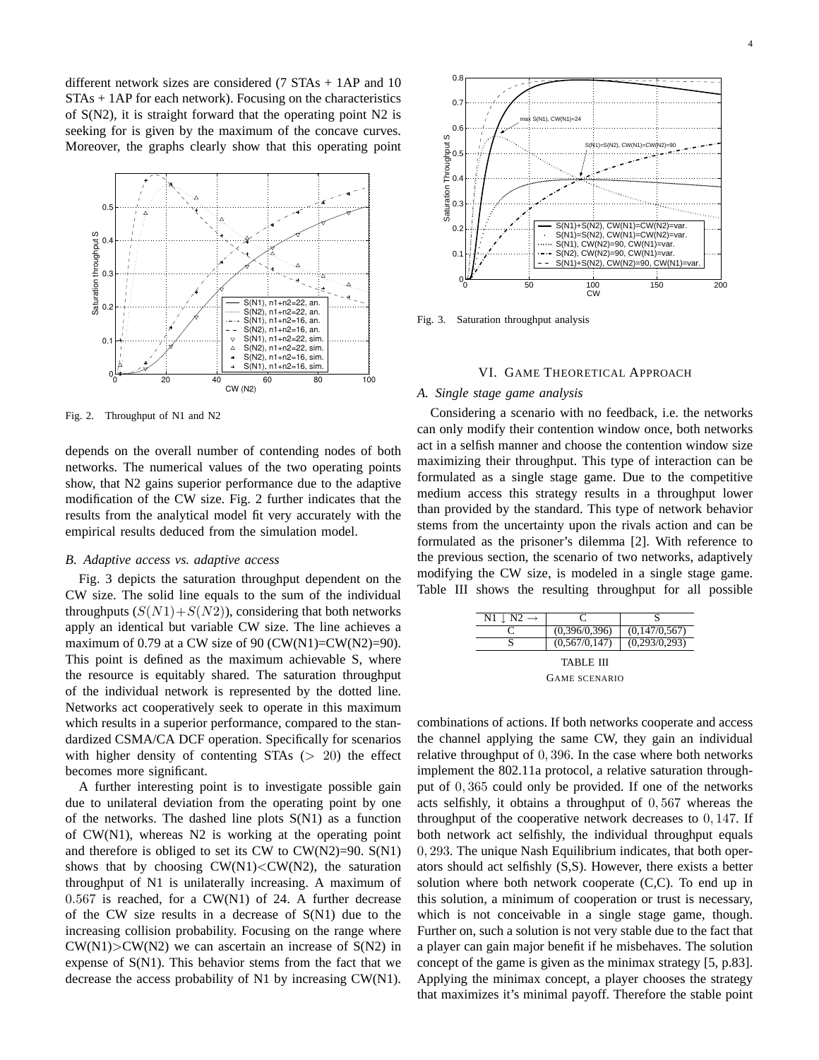different network sizes are considered (7 STAs + 1AP and 10 STAs + 1AP for each network). Focusing on the characteristics of S(N2), it is straight forward that the operating point N2 is seeking for is given by the maximum of the concave curves. Moreover, the graphs clearly show that this operating point depends on the overall number of contending nodes of both networks. The numerical values of the two operating points show, that N2 gains superior performance due to the adaptive modification of the CW size. Fig. 2 further indicates that the results from the analytical model fit very accurately with the empirical results deduced from the simulation model.

Fig. 2. Throughput of N1 and N2

### B. Adaptive access vs. adaptive access

Fig. 3 depicts the saturation throughput dependent on the CW size. The solid line equals to the sum of the individual throughputs ($S(N1)+S(N2)$), considering that both networks apply an identical but variable CW size. The line achieves a maximum of 0.79 at a CW size of 90 (CW(N1)=CW(N2)=90). This point is defined as the maximum achievable S, where the resource is equitably shared. The saturation throughput of the individual network is represented by the dotted line. Networks act cooperatively seek to operate in this maximum which results in a superior performance, compared to the standardized CSMA/CA DCF operation. Specifically for scenarios with higher density of contenting STAs ($> 20$) the effect becomes more significant.

A further interesting point is to investigate possible gain due to unilateral deviation from the operating point by one of the networks. The dashed line plots S(N1) as a function of CW(N1), whereas N2 is working at the operating point and therefore is obliged to set its CW to CW(N2)=90. S(N1) shows that by choosing CW(N1)<CW(N2), the saturation throughput of N1 is unilaterally increasing. A maximum of $0.567$ is reached, for a CW(N1) of 24. A further decrease of the CW size results in a decrease of S(N1) due to the increasing collision probability. Focusing on the range where CW(N1)>CW(N2) we can ascertain an increase of S(N2) in expense of S(N1). This behavior stems from the fact that we decrease the access probability of N1 by increasing CW(N1).

Fig. 3. Saturation throughput analysis

## VI. Game Theoretical Approach

### A. Single stage game analysis

Considering a scenario with no feedback, i.e. the networks can only modify their contention window once, both networks act in a selfish manner and choose the contention window size maximizing their throughput. This type of interaction can be formulated as a single stage game. Due to the competitive medium access this strategy results in a throughput lower than provided by the standard. This type of network behavior stems from the uncertainty upon the rivals action and can be formulated as the prisoner's dilemma [2]. With reference to the previous section, the scenario of two networks, adaptively modifying the CW size, is modeled in a single stage game. Table III shows the resulting throughput for all possible combinations of actions. If both networks cooperate and access the channel applying the same CW, they gain an individual relative throughput of $0,396$. In the case where both networks implement the 802.11a protocol, a relative saturation throughput of $0,365$ could only be provided. If one of the networks acts selfishly, it obtains a throughput of $0,567$ whereas the throughput of the cooperative network decreases to $0,147$. If both network act selfishly, the individual throughput equals $0,293$. The unique Nash Equilibrium indicates, that both operators should act selfishly (S,S). However, there exists a better solution where both network cooperate (C,C). To end up in this solution, a minimum of cooperation or trust is necessary, which is not conceivable in a single stage game, though. Further on, such a solution is not very stable due to the fact that a player can gain major benefit if he misbehaves. The solution concept of the game is given as the minimax strategy [5, p.83]. Applying the minimax concept, a player chooses the strategy that maximizes it's minimal payoff. Therefore the stable point

| N1 ↓ N2 → | C | S |
|---|---|---|
| C | (0,396/0,396) | (0,147/0,567) |
| S | (0,567/0,147) | (0,293/0,293) |

TABLE III
GAME SCENARIO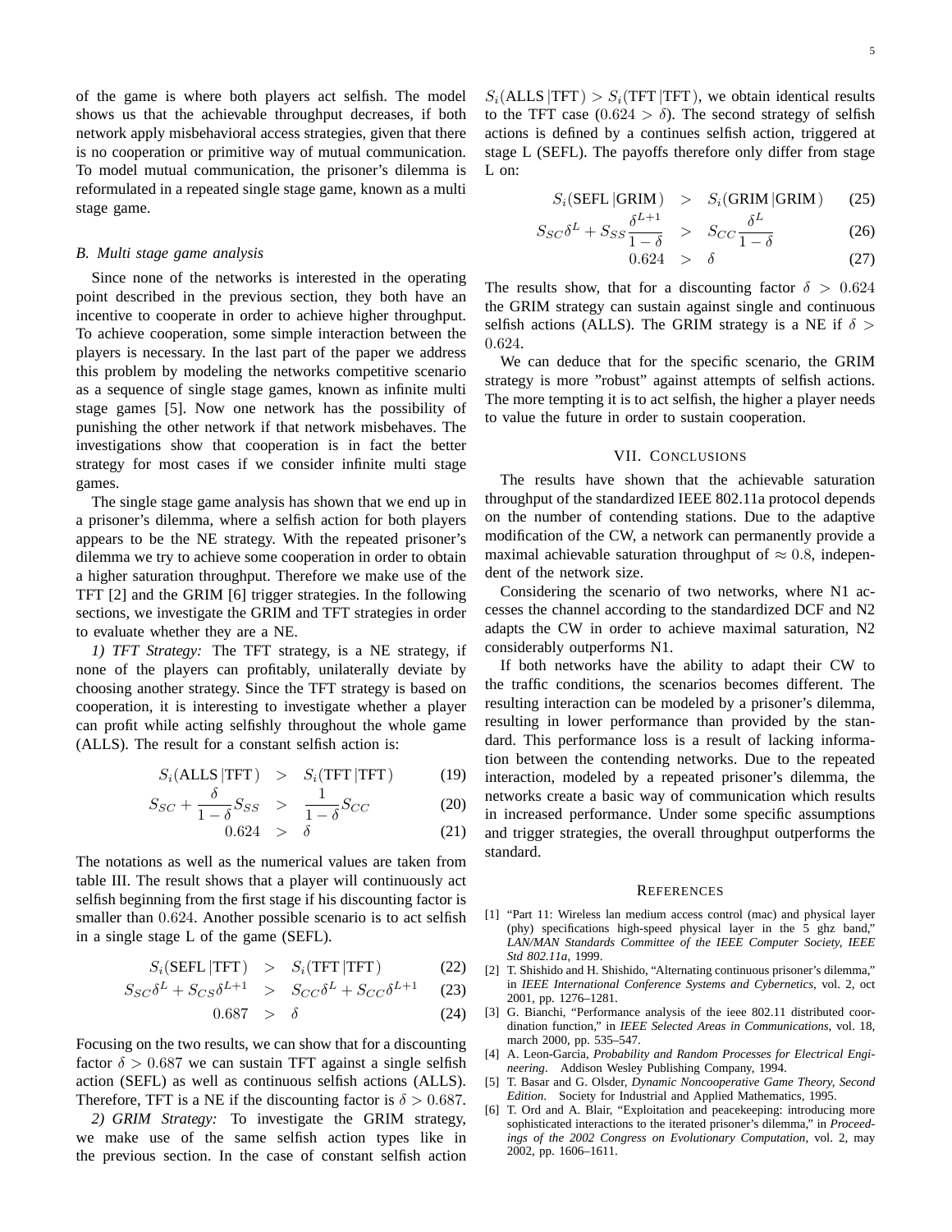of the game is where both players act selfish. The model shows us that the achievable throughput decreases, if both network apply misbehavioral access strategies, given that there is no cooperation or primitive way of mutual communication. To model mutual communication, the prisoner's dilemma is reformulated in a repeated single stage game, known as a multi stage game.

### B. Multi stage game analysis

Since none of the networks is interested in the operating point described in the previous section, they both have an incentive to cooperate in order to achieve higher throughput. To achieve cooperation, some simple interaction between the players is necessary. In the last part of the paper we address this problem by modeling the networks competitive scenario as a sequence of single stage games, known as infinite multi stage games [5]. Now one network has the possibility of punishing the other network if that network misbehaves. The investigations show that cooperation is in fact the better strategy for most cases if we consider infinite multi stage games.

The single stage game analysis has shown that we end up in a prisoner's dilemma, where a selfish action for both players appears to be the NE strategy. With the repeated prisoner's dilemma we try to achieve some cooperation in order to obtain a higher saturation throughput. Therefore we make use of the TFT [2] and the GRIM [6] trigger strategies. In the following sections, we investigate the GRIM and TFT strategies in order to evaluate whether they are a NE.

*1) TFT Strategy:* The TFT strategy, is a NE strategy, if none of the players can profitably, unilaterally deviate by choosing another strategy. Since the TFT strategy is based on cooperation, it is interesting to investigate whether a player can profit while acting selfishly throughout the whole game (ALLS). The result for a constant selfish action is:

$$S_i(\mathrm{ALLS}\,|\mathrm{TFT}) \quad > \quad S_i(\mathrm{TFT}\,|\mathrm{TFT}) \tag{19}$$

$$S_{SC} + \frac{\delta}{1-\delta} S_{SS} \quad > \quad \frac{1}{1-\delta} S_{CC} \tag{20}$$

$$0.624 \quad > \quad \delta \tag{21}$$

The notations as well as the numerical values are taken from table III. The result shows that a player will continuously act selfish beginning from the first stage if his discounting factor is smaller than $0.624$. Another possible scenario is to act selfish in a single stage L of the game (SEFL).

$$S_i(\mathrm{SEFL}\,|\mathrm{TFT}) \quad > \quad S_i(\mathrm{TFT}\,|\mathrm{TFT}) \tag{22}$$

$$S_{SC}\delta^L + S_{CS}\delta^{L+1} \quad > \quad S_{CC}\delta^L + S_{CC}\delta^{L+1} \tag{23}$$

$$0.687 \quad > \quad \delta \tag{24}$$

Focusing on the two results, we can show that for a discounting factor $\delta > 0.687$ we can sustain TFT against a single selfish action (SEFL) as well as continuous selfish actions (ALLS). Therefore, TFT is a NE if the discounting factor is $\delta > 0.687$.

*2) GRIM Strategy:* To investigate the GRIM strategy, we make use of the same selfish action types like in the previous section. In the case of constant selfish action $S_i(\mathrm{ALLS}\,|\mathrm{TFT}) > S_i(\mathrm{TFT}\,|\mathrm{TFT})$, we obtain identical results to the TFT case ($0.624 > \delta$). The second strategy of selfish actions is defined by a continues selfish action, triggered at stage L (SEFL). The payoffs therefore only differ from stage L on:

$$S_i(\mathrm{SEFL}\,|\mathrm{GRIM}) \quad > \quad S_i(\mathrm{GRIM}\,|\mathrm{GRIM}) \tag{25}$$

$$S_{SC}\delta^L + S_{SS}\frac{\delta^{L+1}}{1-\delta} \quad > \quad S_{CC}\frac{\delta^L}{1-\delta} \tag{26}$$

$$0.624 \quad > \quad \delta \tag{27}$$

The results show, that for a discounting factor $\delta > 0.624$ the GRIM strategy can sustain against single and continuous selfish actions (ALLS). The GRIM strategy is a NE if $\delta > 0.624$.

We can deduce that for the specific scenario, the GRIM strategy is more "robust" against attempts of selfish actions. The more tempting it is to act selfish, the higher a player needs to value the future in order to sustain cooperation.

## VII. Conclusions

The results have shown that the achievable saturation throughput of the standardized IEEE 802.11a protocol depends on the number of contending stations. Due to the adaptive modification of the CW, a network can permanently provide a maximal achievable saturation throughput of $\approx 0.8$, independent of the network size.

Considering the scenario of two networks, where N1 accesses the channel according to the standardized DCF and N2 adapts the CW in order to achieve maximal saturation, N2 considerably outperforms N1.

If both networks have the ability to adapt their CW to the traffic conditions, the scenarios becomes different. The resulting interaction can be modeled by a prisoner's dilemma, resulting in lower performance than provided by the standard. This performance loss is a result of lacking information between the contending networks. Due to the repeated interaction, modeled by a repeated prisoner's dilemma, the networks create a basic way of communication which results in increased performance. Under some specific assumptions and trigger strategies, the overall throughput outperforms the standard.

## References

[1] "Part 11: Wireless lan medium access control (mac) and physical layer (phy) specifications high-speed physical layer in the 5 ghz band," *LAN/MAN Standards Committee of the IEEE Computer Society, IEEE Std 802.11a*, 1999.

[2] T. Shishido and H. Shishido, "Alternating continuous prisoner's dilemma," in *IEEE International Conference Systems and Cybernetics*, vol. 2, oct 2001, pp. 1276–1281.

[3] G. Bianchi, "Performance analysis of the ieee 802.11 distributed coordination function," in *IEEE Selected Areas in Communications*, vol. 18, march 2000, pp. 535–547.

[4] A. Leon-Garcia, *Probability and Random Processes for Electrical Engineering*. Addison Wesley Publishing Company, 1994.

[5] T. Basar and G. Olsder, *Dynamic Noncooperative Game Theory, Second Edition*. Society for Industrial and Applied Mathematics, 1995.

[6] T. Ord and A. Blair, "Exploitation and peacekeeping: introducing more sophisticated interactions to the iterated prisoner's dilemma," in *Proceedings of the 2002 Congress on Evolutionary Computation*, vol. 2, may 2002, pp. 1606–1611.